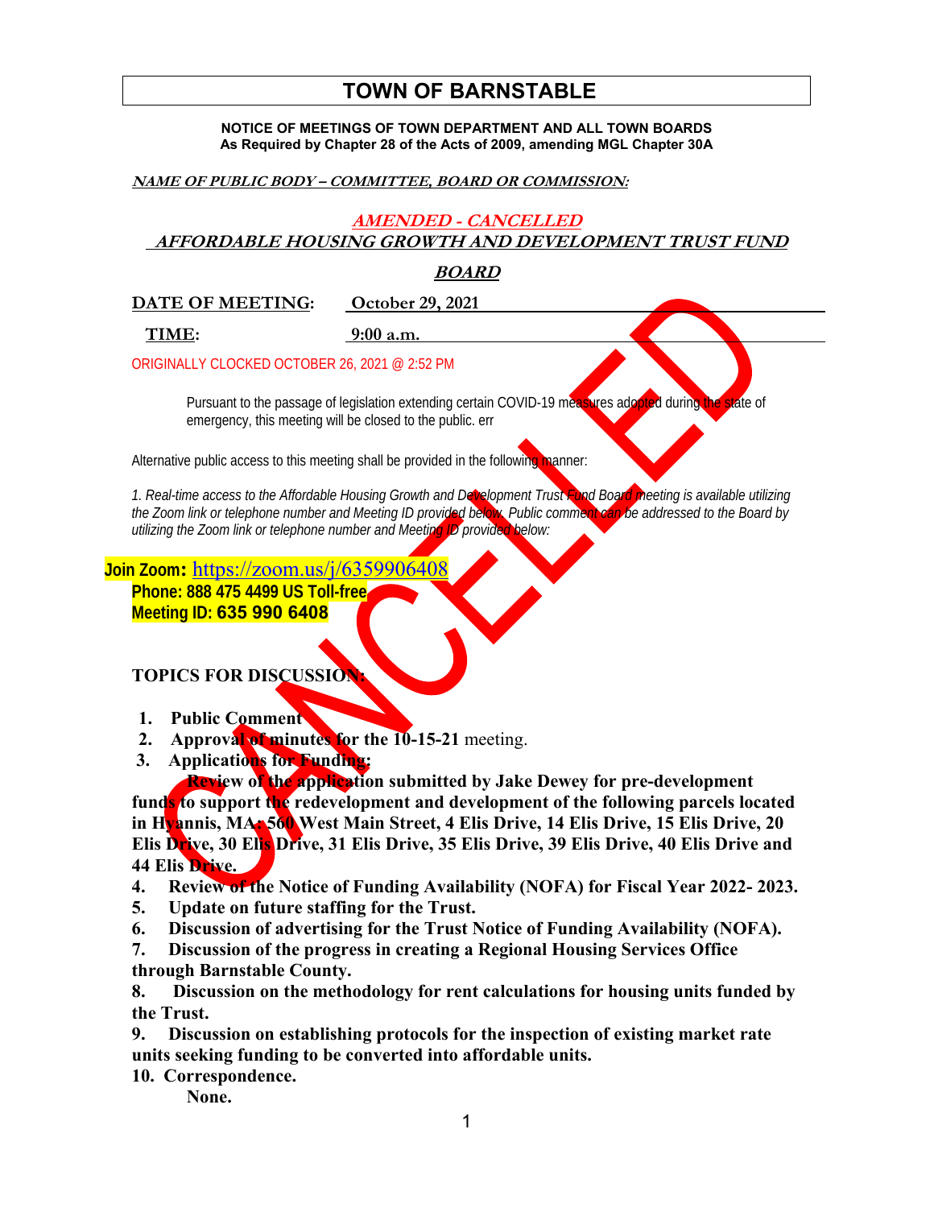# TOWN OF BARNSTABLE

**NOTICE OF MEETINGS OF TOWN DEPARTMENT AND ALL TOWN BOARDS**
**As Required by Chapter 28 of the Acts of 2009, amending MGL Chapter 30A**

***NAME OF PUBLIC BODY – COMMITTEE, BOARD OR COMMISSION:***

***AMENDED - CANCELLED***

***AFFORDABLE HOUSING GROWTH AND DEVELOPMENT TRUST FUND BOARD***

CANCELLED

**DATE OF MEETING:** October 29, 2021

**TIME:** 9:00 a.m.

ORIGINALLY CLOCKED OCTOBER 26, 2021 @ 2:52 PM

Pursuant to the passage of legislation extending certain COVID-19 measures adopted during the state of emergency, this meeting will be closed to the public. err

Alternative public access to this meeting shall be provided in the following manner:

*1. Real-time access to the Affordable Housing Growth and Development Trust Fund Board meeting is available utilizing the Zoom link or telephone number and Meeting ID provided below. Public comment can be addressed to the Board by utilizing the Zoom link or telephone number and Meeting ID provided below:*

**Join Zoom:** https://zoom.us/j/6359906408
**Phone: 888 475 4499 US Toll-free**
**Meeting ID: 635 990 6408**

**TOPICS FOR DISCUSSION:**

1. **Public Comment**
2. **Approval of minutes for the 10-15-21** meeting.
3. **Applications for Funding:**
   **Review of the application submitted by Jake Dewey for pre-development funds to support the redevelopment and development of the following parcels located in Hyannis, MA: 560 West Main Street, 4 Elis Drive, 14 Elis Drive, 15 Elis Drive, 20 Elis Drive, 30 Elis Drive, 31 Elis Drive, 35 Elis Drive, 39 Elis Drive, 40 Elis Drive and 44 Elis Drive.**
4. **Review of the Notice of Funding Availability (NOFA) for Fiscal Year 2022- 2023.**
5. **Update on future staffing for the Trust.**
6. **Discussion of advertising for the Trust Notice of Funding Availability (NOFA).**
7. **Discussion of the progress in creating a Regional Housing Services Office through Barnstable County.**
8. **Discussion on the methodology for rent calculations for housing units funded by the Trust.**
9. **Discussion on establishing protocols for the inspection of existing market rate units seeking funding to be converted into affordable units.**
10. **Correspondence.**
    **None.**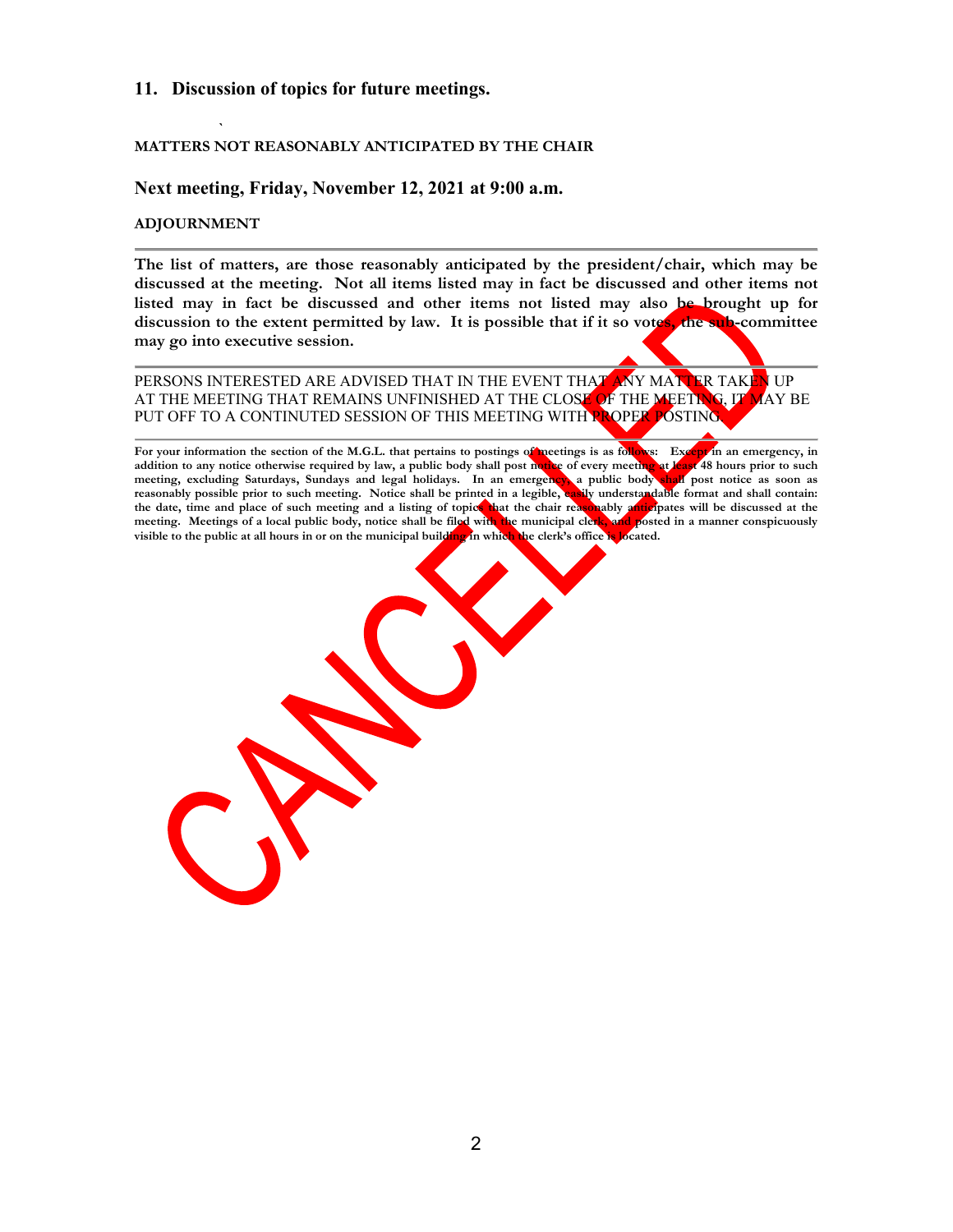### 11. Discussion of topics for future meetings.

`

**MATTERS NOT REASONABLY ANTICIPATED BY THE CHAIR**

### Next meeting, Friday, November 12, 2021 at 9:00 a.m.

**ADJOURNMENT**

---

**The list of matters, are those reasonably anticipated by the president/chair, which may be discussed at the meeting. Not all items listed may in fact be discussed and other items not listed may in fact be discussed and other items not listed may also be brought up for discussion to the extent permitted by law. It is possible that if it so votes, the sub-committee may go into executive session.**

---

PERSONS INTERESTED ARE ADVISED THAT IN THE EVENT THAT ANY MATTER TAKEN UP AT THE MEETING THAT REMAINS UNFINISHED AT THE CLOSE OF THE MEETING, IT MAY BE PUT OFF TO A CONTINUTED SESSION OF THIS MEETING WITH PROPER POSTING.

---

**For your information the section of the M.G.L. that pertains to postings of meetings is as follows: Except in an emergency, in addition to any notice otherwise required by law, a public body shall post notice of every meeting at least 48 hours prior to such meeting, excluding Saturdays, Sundays and legal holidays. In an emergency, a public body shall post notice as soon as reasonably possible prior to such meeting. Notice shall be printed in a legible, easily understandable format and shall contain: the date, time and place of such meeting and a listing of topics that the chair reasonably anticipates will be discussed at the meeting. Meetings of a local public body, notice shall be filed with the municipal clerk, and posted in a manner conspicuously visible to the public at all hours in or on the municipal building in which the clerk's office is located.**

CANCELLED